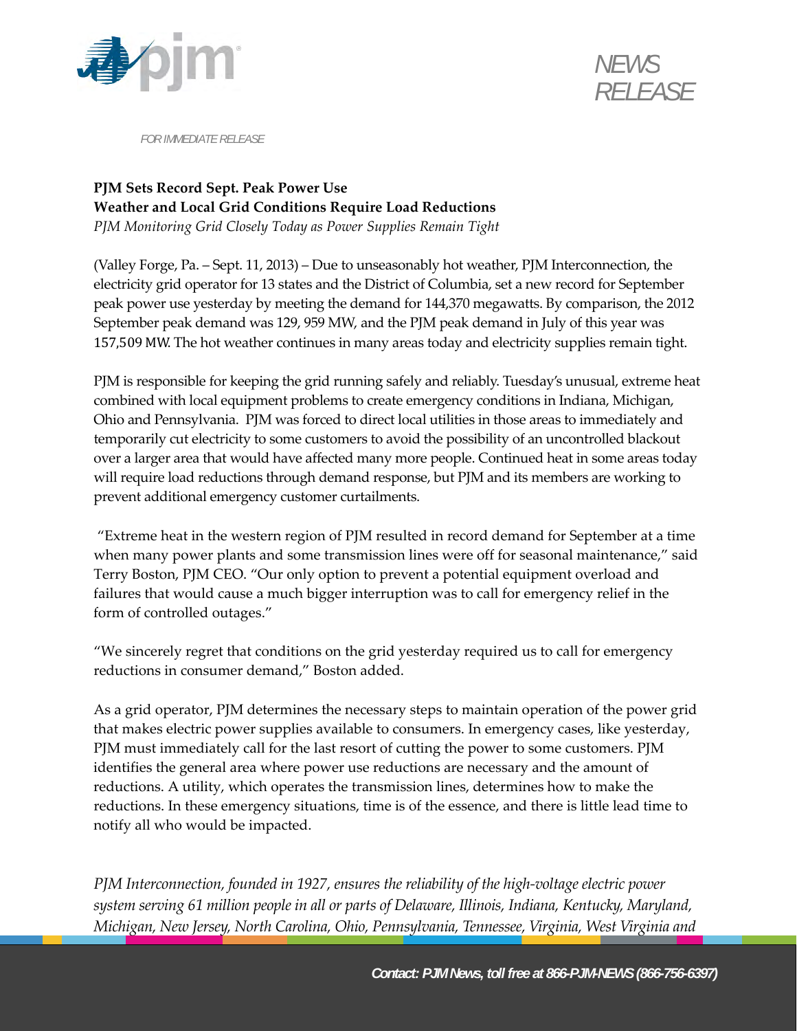NEWS RELEASE

FOR IMMEDIATE RELEASE

**PJM Sets Record Sept. Peak Power Use**
**Weather and Local Grid Conditions Require Load Reductions**
*PJM Monitoring Grid Closely Today as Power Supplies Remain Tight*

(Valley Forge, Pa. – Sept. 11, 2013) – Due to unseasonably hot weather, PJM Interconnection, the electricity grid operator for 13 states and the District of Columbia, set a new record for September peak power use yesterday by meeting the demand for 144,370 megawatts. By comparison, the 2012 September peak demand was 129, 959 MW, and the PJM peak demand in July of this year was 157,509 MW. The hot weather continues in many areas today and electricity supplies remain tight.

PJM is responsible for keeping the grid running safely and reliably. Tuesday's unusual, extreme heat combined with local equipment problems to create emergency conditions in Indiana, Michigan, Ohio and Pennsylvania. PJM was forced to direct local utilities in those areas to immediately and temporarily cut electricity to some customers to avoid the possibility of an uncontrolled blackout over a larger area that would have affected many more people. Continued heat in some areas today will require load reductions through demand response, but PJM and its members are working to prevent additional emergency customer curtailments.

"Extreme heat in the western region of PJM resulted in record demand for September at a time when many power plants and some transmission lines were off for seasonal maintenance," said Terry Boston, PJM CEO. "Our only option to prevent a potential equipment overload and failures that would cause a much bigger interruption was to call for emergency relief in the form of controlled outages."

"We sincerely regret that conditions on the grid yesterday required us to call for emergency reductions in consumer demand," Boston added.

As a grid operator, PJM determines the necessary steps to maintain operation of the power grid that makes electric power supplies available to consumers. In emergency cases, like yesterday, PJM must immediately call for the last resort of cutting the power to some customers. PJM identifies the general area where power use reductions are necessary and the amount of reductions. A utility, which operates the transmission lines, determines how to make the reductions. In these emergency situations, time is of the essence, and there is little lead time to notify all who would be impacted.

*PJM Interconnection, founded in 1927, ensures the reliability of the high-voltage electric power system serving 61 million people in all or parts of Delaware, Illinois, Indiana, Kentucky, Maryland, Michigan, New Jersey, North Carolina, Ohio, Pennsylvania, Tennessee, Virginia, West Virginia and*

*Contact: PJM News, toll free at 866-PJM-NEWS (866-756-6397)*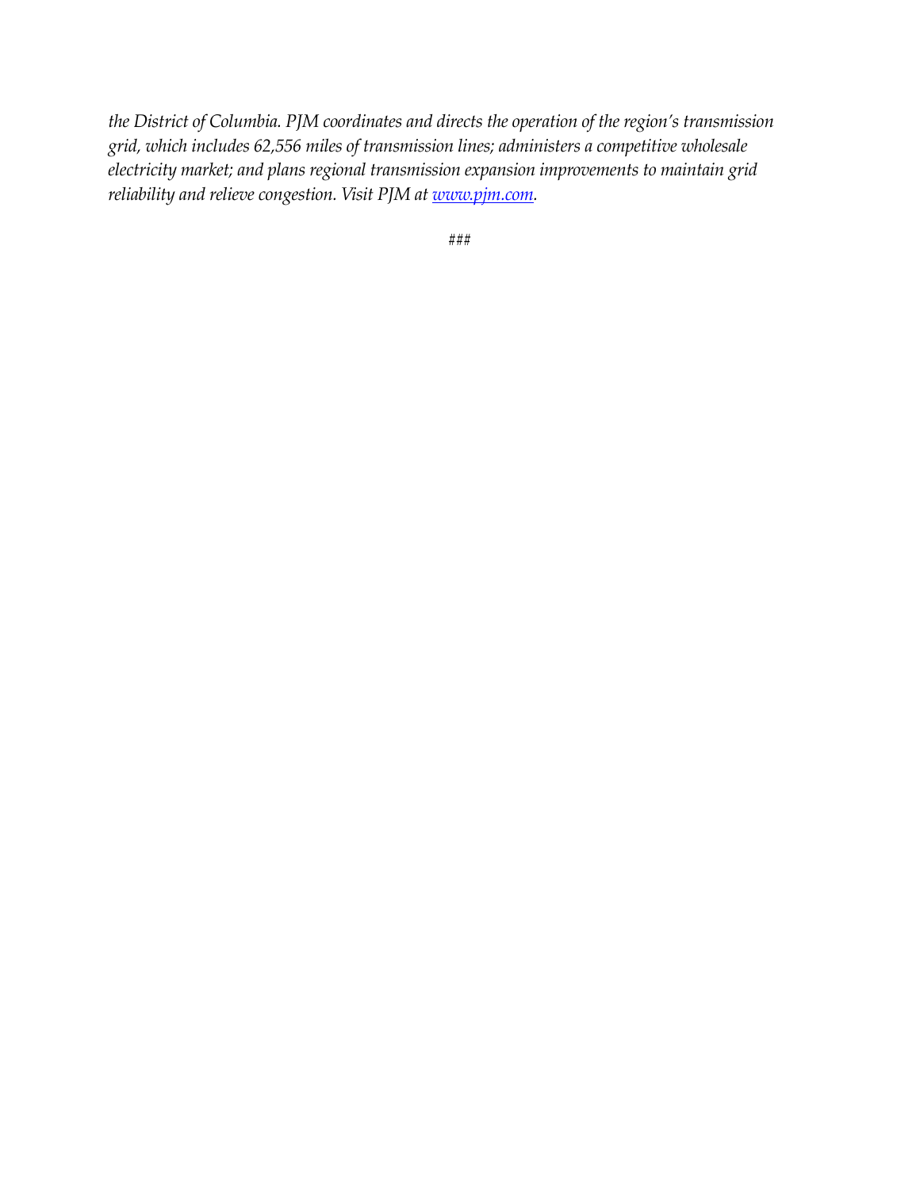*the District of Columbia. PJM coordinates and directs the operation of the region's transmission grid, which includes 62,556 miles of transmission lines; administers a competitive wholesale electricity market; and plans regional transmission expansion improvements to maintain grid reliability and relieve congestion. Visit PJM at [www.pjm.com](http://www.pjm.com).*

###